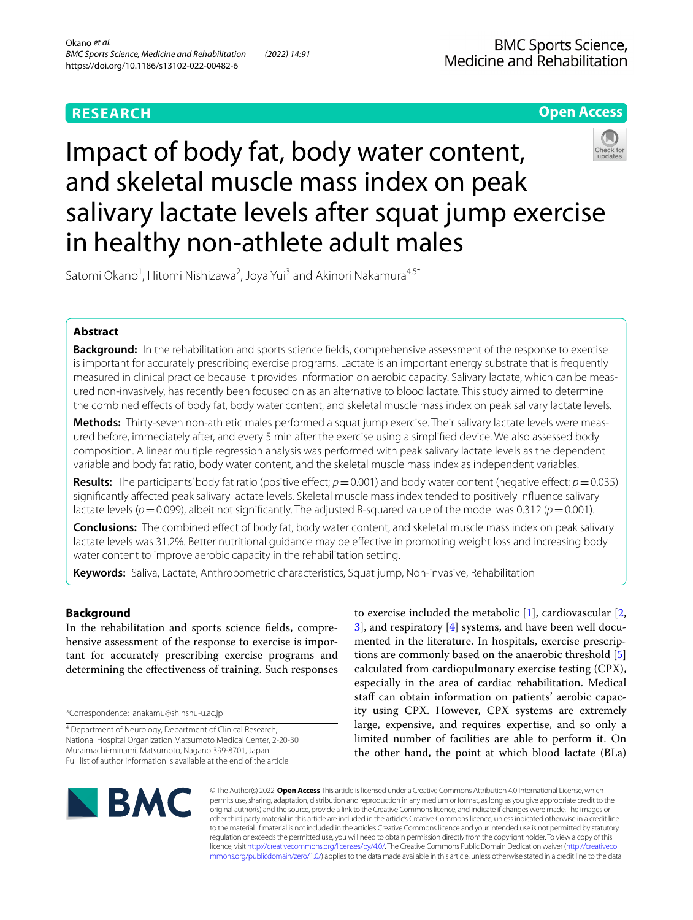RESEARCH

Open Access

# Impact of body fat, body water content, and skeletal muscle mass index on peak salivary lactate levels after squat jump exercise in healthy non-athlete adult males

Satomi Okano[1], Hitomi Nishizawa[2], Joya Yui[3] and Akinori Nakamura[4,5*]

## Abstract

**Background:** In the rehabilitation and sports science fields, comprehensive assessment of the response to exercise is important for accurately prescribing exercise programs. Lactate is an important energy substrate that is frequently measured in clinical practice because it provides information on aerobic capacity. Salivary lactate, which can be measured non-invasively, has recently been focused on as an alternative to blood lactate. This study aimed to determine the combined effects of body fat, body water content, and skeletal muscle mass index on peak salivary lactate levels.

**Methods:** Thirty-seven non-athletic males performed a squat jump exercise. Their salivary lactate levels were measured before, immediately after, and every 5 min after the exercise using a simplified device. We also assessed body composition. A linear multiple regression analysis was performed with peak salivary lactate levels as the dependent variable and body fat ratio, body water content, and the skeletal muscle mass index as independent variables.

**Results:** The participants' body fat ratio (positive effect; $p = 0.001$) and body water content (negative effect; $p = 0.035$) significantly affected peak salivary lactate levels. Skeletal muscle mass index tended to positively influence salivary lactate levels ($p = 0.099$), albeit not significantly. The adjusted R-squared value of the model was 0.312 ($p = 0.001$).

**Conclusions:** The combined effect of body fat, body water content, and skeletal muscle mass index on peak salivary lactate levels was 31.2%. Better nutritional guidance may be effective in promoting weight loss and increasing body water content to improve aerobic capacity in the rehabilitation setting.

**Keywords:** Saliva, Lactate, Anthropometric characteristics, Squat jump, Non-invasive, Rehabilitation

## Background

In the rehabilitation and sports science fields, comprehensive assessment of the response to exercise is important for accurately prescribing exercise programs and determining the effectiveness of training. Such responses to exercise included the metabolic [1], cardiovascular [2, 3], and respiratory [4] systems, and have been well documented in the literature. In hospitals, exercise prescriptions are commonly based on the anaerobic threshold [5] calculated from cardiopulmonary exercise testing (CPX), especially in the area of cardiac rehabilitation. Medical staff can obtain information on patients' aerobic capacity using CPX. However, CPX systems are extremely large, expensive, and requires expertise, and so only a limited number of facilities are able to perform it. On the other hand, the point at which blood lactate (BLa)

*Correspondence: anakamu@shinshu-u.ac.jp

[4] Department of Neurology, Department of Clinical Research, National Hospital Organization Matsumoto Medical Center, 2-20-30 Muraimachi-minami, Matsumoto, Nagano 399-8701, Japan
Full list of author information is available at the end of the article

© The Author(s) 2022. **Open Access** This article is licensed under a Creative Commons Attribution 4.0 International License, which permits use, sharing, adaptation, distribution and reproduction in any medium or format, as long as you give appropriate credit to the original author(s) and the source, provide a link to the Creative Commons licence, and indicate if changes were made. The images or other third party material in this article are included in the article's Creative Commons licence, unless indicated otherwise in a credit line to the material. If material is not included in the article's Creative Commons licence and your intended use is not permitted by statutory regulation or exceeds the permitted use, you will need to obtain permission directly from the copyright holder. To view a copy of this licence, visit http://creativecommons.org/licenses/by/4.0/. The Creative Commons Public Domain Dedication waiver (http://creativecommons.org/publicdomain/zero/1.0/) applies to the data made available in this article, unless otherwise stated in a credit line to the data.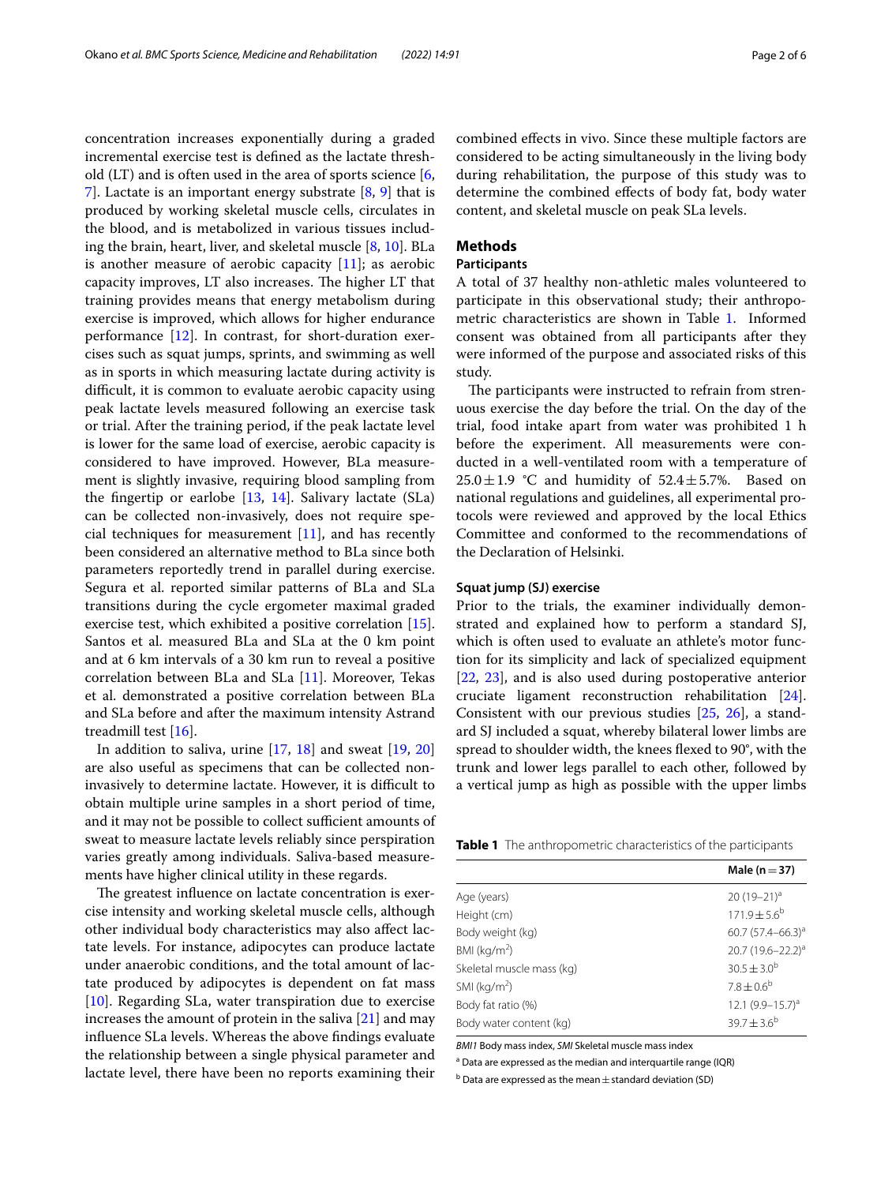concentration increases exponentially during a graded incremental exercise test is defined as the lactate threshold (LT) and is often used in the area of sports science [6, 7]. Lactate is an important energy substrate [8, 9] that is produced by working skeletal muscle cells, circulates in the blood, and is metabolized in various tissues including the brain, heart, liver, and skeletal muscle [8, 10]. BLa is another measure of aerobic capacity [11]; as aerobic capacity improves, LT also increases. The higher LT that training provides means that energy metabolism during exercise is improved, which allows for higher endurance performance [12]. In contrast, for short-duration exercises such as squat jumps, sprints, and swimming as well as in sports in which measuring lactate during activity is difficult, it is common to evaluate aerobic capacity using peak lactate levels measured following an exercise task or trial. After the training period, if the peak lactate level is lower for the same load of exercise, aerobic capacity is considered to have improved. However, BLa measurement is slightly invasive, requiring blood sampling from the fingertip or earlobe [13, 14]. Salivary lactate (SLa) can be collected non-invasively, does not require special techniques for measurement [11], and has recently been considered an alternative method to BLa since both parameters reportedly trend in parallel during exercise. Segura et al. reported similar patterns of BLa and SLa transitions during the cycle ergometer maximal graded exercise test, which exhibited a positive correlation [15]. Santos et al. measured BLa and SLa at the 0 km point and at 6 km intervals of a 30 km run to reveal a positive correlation between BLa and SLa [11]. Moreover, Tekas et al. demonstrated a positive correlation between BLa and SLa before and after the maximum intensity Astrand treadmill test [16].

In addition to saliva, urine [17, 18] and sweat [19, 20] are also useful as specimens that can be collected non-invasively to determine lactate. However, it is difficult to obtain multiple urine samples in a short period of time, and it may not be possible to collect sufficient amounts of sweat to measure lactate levels reliably since perspiration varies greatly among individuals. Saliva-based measurements have higher clinical utility in these regards.

The greatest influence on lactate concentration is exercise intensity and working skeletal muscle cells, although other individual body characteristics may also affect lactate levels. For instance, adipocytes can produce lactate under anaerobic conditions, and the total amount of lactate produced by adipocytes is dependent on fat mass [10]. Regarding SLa, water transpiration due to exercise increases the amount of protein in the saliva [21] and may influence SLa levels. Whereas the above findings evaluate the relationship between a single physical parameter and lactate level, there have been no reports examining their combined effects in vivo. Since these multiple factors are considered to be acting simultaneously in the living body during rehabilitation, the purpose of this study was to determine the combined effects of body fat, body water content, and skeletal muscle on peak SLa levels.

## Methods

### Participants

A total of 37 healthy non-athletic males volunteered to participate in this observational study; their anthropometric characteristics are shown in Table 1. Informed consent was obtained from all participants after they were informed of the purpose and associated risks of this study.

The participants were instructed to refrain from strenuous exercise the day before the trial. On the day of the trial, food intake apart from water was prohibited 1 h before the experiment. All measurements were conducted in a well-ventilated room with a temperature of 25.0 ± 1.9 °C and humidity of 52.4 ± 5.7%. Based on national regulations and guidelines, all experimental protocols were reviewed and approved by the local Ethics Committee and conformed to the recommendations of the Declaration of Helsinki.

### Squat jump (SJ) exercise

Prior to the trials, the examiner individually demonstrated and explained how to perform a standard SJ, which is often used to evaluate an athlete's motor function for its simplicity and lack of specialized equipment [22, 23], and is also used during postoperative anterior cruciate ligament reconstruction rehabilitation [24]. Consistent with our previous studies [25, 26], a standard SJ included a squat, whereby bilateral lower limbs are spread to shoulder width, the knees flexed to 90°, with the trunk and lower legs parallel to each other, followed by a vertical jump as high as possible with the upper limbs

**Table 1** The anthropometric characteristics of the participants

| | Male (n = 37) |
|---|---|
| Age (years) | 20 (19–21)[a] |
| Height (cm) | 171.9 ± 5.6[b] |
| Body weight (kg) | 60.7 (57.4–66.3)[a] |
| BMI (kg/m$^2$) | 20.7 (19.6–22.2)[a] |
| Skeletal muscle mass (kg) | 30.5 ± 3.0[b] |
| SMI (kg/m$^2$) | 7.8 ± 0.6[b] |
| Body fat ratio (%) | 12.1 (9.9–15.7)[a] |
| Body water content (kg) | 39.7 ± 3.6[b] |

*BMI1* Body mass index, *SMI* Skeletal muscle mass index

[a] Data are expressed as the median and interquartile range (IQR)

[b] Data are expressed as the mean ± standard deviation (SD)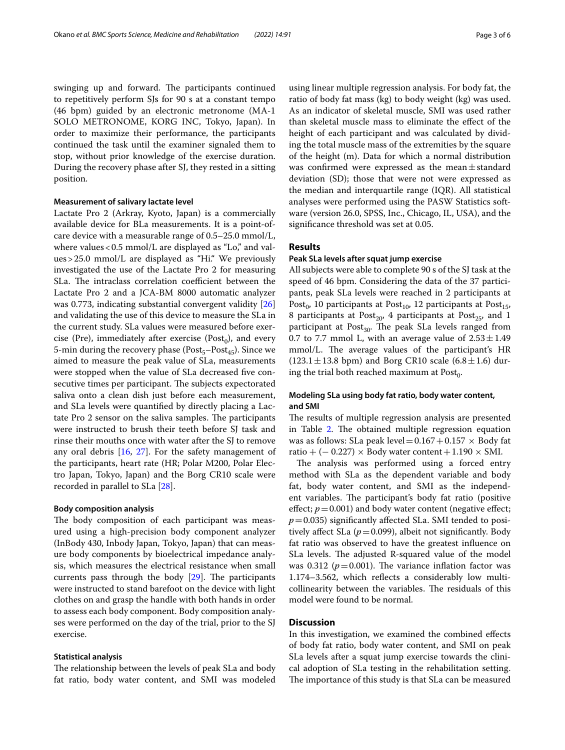swinging up and forward. The participants continued to repetitively perform SJs for 90 s at a constant tempo (46 bpm) guided by an electronic metronome (MA-1 SOLO METRONOME, KORG INC, Tokyo, Japan). In order to maximize their performance, the participants continued the task until the examiner signaled them to stop, without prior knowledge of the exercise duration. During the recovery phase after SJ, they rested in a sitting position.

#### Measurement of salivary lactate level

Lactate Pro 2 (Arkray, Kyoto, Japan) is a commercially available device for BLa measurements. It is a point-of-care device with a measurable range of 0.5–25.0 mmol/L, where values < 0.5 mmol/L are displayed as "Lo," and values > 25.0 mmol/L are displayed as "Hi." We previously investigated the use of the Lactate Pro 2 for measuring SLa. The intraclass correlation coefficient between the Lactate Pro 2 and a JCA-BM 8000 automatic analyzer was 0.773, indicating substantial convergent validity [26] and validating the use of this device to measure the SLa in the current study. SLa values were measured before exercise (Pre), immediately after exercise ($Post_0$), and every 5-min during the recovery phase ($Post_5$–$Post_{45}$). Since we aimed to measure the peak value of SLa, measurements were stopped when the value of SLa decreased five consecutive times per participant. The subjects expectorated saliva onto a clean dish just before each measurement, and SLa levels were quantified by directly placing a Lactate Pro 2 sensor on the saliva samples. The participants were instructed to brush their teeth before SJ task and rinse their mouths once with water after the SJ to remove any oral debris [16, 27]. For the safety management of the participants, heart rate (HR; Polar M200, Polar Electro Japan, Tokyo, Japan) and the Borg CR10 scale were recorded in parallel to SLa [28].

#### Body composition analysis

The body composition of each participant was measured using a high-precision body component analyzer (InBody 430, Inbody Japan, Tokyo, Japan) that can measure body components by bioelectrical impedance analysis, which measures the electrical resistance when small currents pass through the body [29]. The participants were instructed to stand barefoot on the device with light clothes on and grasp the handle with both hands in order to assess each body component. Body composition analyses were performed on the day of the trial, prior to the SJ exercise.

#### Statistical analysis

The relationship between the levels of peak SLa and body fat ratio, body water content, and SMI was modeled using linear multiple regression analysis. For body fat, the ratio of body fat mass (kg) to body weight (kg) was used. As an indicator of skeletal muscle, SMI was used rather than skeletal muscle mass to eliminate the effect of the height of each participant and was calculated by dividing the total muscle mass of the extremities by the square of the height (m). Data for which a normal distribution was confirmed were expressed as the mean ± standard deviation (SD); those that were not were expressed as the median and interquartile range (IQR). All statistical analyses were performed using the PASW Statistics software (version 26.0, SPSS, Inc., Chicago, IL, USA), and the significance threshold was set at 0.05.

## Results

#### Peak SLa levels after squat jump exercise

All subjects were able to complete 90 s of the SJ task at the speed of 46 bpm. Considering the data of the 37 participants, peak SLa levels were reached in 2 participants at $Post_0$, 10 participants at $Post_{10}$, 12 participants at $Post_{15}$, 8 participants at $Post_{20}$, 4 participants at $Post_{25}$, and 1 participant at $Post_{30}$. The peak SLa levels ranged from 0.7 to 7.7 mmol L, with an average value of 2.53 ± 1.49 mmol/L. The average values of the participant's HR (123.1 ± 13.8 bpm) and Borg CR10 scale (6.8 ± 1.6) during the trial both reached maximum at $Post_0$.

#### Modeling SLa using body fat ratio, body water content, and SMI

The results of multiple regression analysis are presented in Table 2. The obtained multiple regression equation was as follows: SLa peak level = 0.167 + 0.157 × Body fat ratio + (− 0.227) × Body water content + 1.190 × SMI.

The analysis was performed using a forced entry method with SLa as the dependent variable and body fat, body water content, and SMI as the independent variables. The participant's body fat ratio (positive effect; $p = 0.001$) and body water content (negative effect; $p = 0.035$) significantly affected SLa. SMI tended to positively affect SLa ($p = 0.099$), albeit not significantly. Body fat ratio was observed to have the greatest influence on SLa levels. The adjusted R-squared value of the model was 0.312 ($p = 0.001$). The variance inflation factor was 1.174–3.562, which reflects a considerably low multicollinearity between the variables. The residuals of this model were found to be normal.

## Discussion

In this investigation, we examined the combined effects of body fat ratio, body water content, and SMI on peak SLa levels after a squat jump exercise towards the clinical adoption of SLa testing in the rehabilitation setting. The importance of this study is that SLa can be measured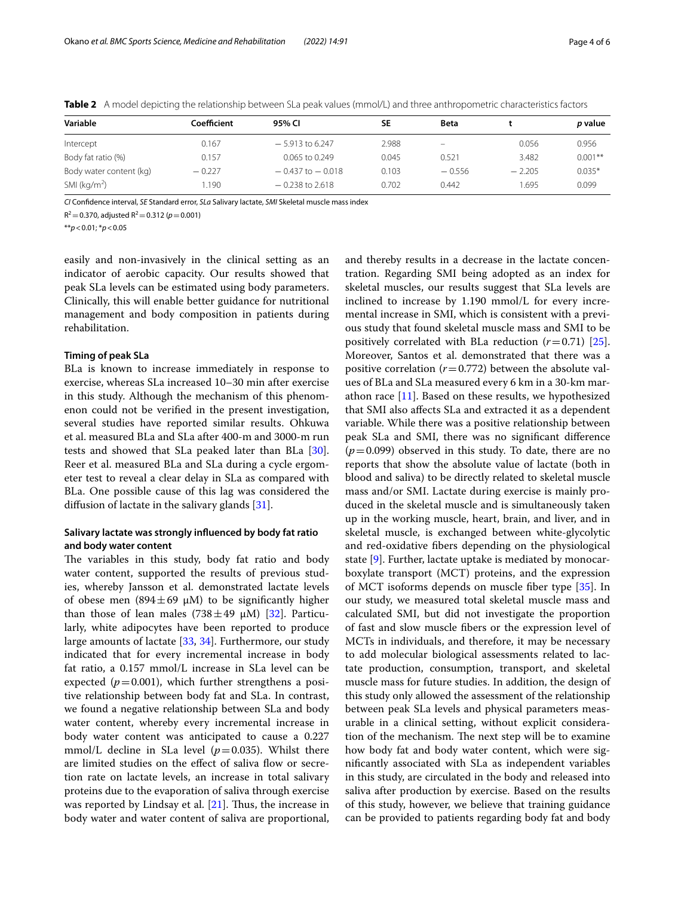**Table 2** A model depicting the relationship between SLa peak values (mmol/L) and three anthropometric characteristics factors

| Variable | Coefficient | 95% CI | SE | Beta | t | *p* value |
|---|---|---|---|---|---|---|
| Intercept | 0.167 | − 5.913 to 6.247 | 2.988 | – | 0.056 | 0.956 |
| Body fat ratio (%) | 0.157 | 0.065 to 0.249 | 0.045 | 0.521 | 3.482 | 0.001** |
| Body water content (kg) | − 0.227 | − 0.437 to − 0.018 | 0.103 | − 0.556 | − 2.205 | 0.035* |
| SMI (kg/m$^2$) | 1.190 | − 0.238 to 2.618 | 0.702 | 0.442 | 1.695 | 0.099 |

*CI* Confidence interval, *SE* Standard error, *SLa* Salivary lactate, *SMI* Skeletal muscle mass index

$R^2 = 0.370$, adjusted $R^2 = 0.312$ ($p = 0.001$)

**$p < 0.01$; *$p < 0.05$

easily and non-invasively in the clinical setting as an indicator of aerobic capacity. Our results showed that peak SLa levels can be estimated using body parameters. Clinically, this will enable better guidance for nutritional management and body composition in patients during rehabilitation.

### Timing of peak SLa

BLa is known to increase immediately in response to exercise, whereas SLa increased 10–30 min after exercise in this study. Although the mechanism of this phenomenon could not be verified in the present investigation, several studies have reported similar results. Ohkuwa et al. measured BLa and SLa after 400-m and 3000-m run tests and showed that SLa peaked later than BLa [30]. Reer et al. measured BLa and SLa during a cycle ergometer test to reveal a clear delay in SLa as compared with BLa. One possible cause of this lag was considered the diffusion of lactate in the salivary glands [31].

### Salivary lactate was strongly influenced by body fat ratio and body water content

The variables in this study, body fat ratio and body water content, supported the results of previous studies, whereby Jansson et al. demonstrated lactate levels of obese men (894 ± 69 μM) to be significantly higher than those of lean males (738 ± 49 μM) [32]. Particularly, white adipocytes have been reported to produce large amounts of lactate [33, 34]. Furthermore, our study indicated that for every incremental increase in body fat ratio, a 0.157 mmol/L increase in SLa level can be expected ($p = 0.001$), which further strengthens a positive relationship between body fat and SLa. In contrast, we found a negative relationship between SLa and body water content, whereby every incremental increase in body water content was anticipated to cause a 0.227 mmol/L decline in SLa level ($p = 0.035$). Whilst there are limited studies on the effect of saliva flow or secretion rate on lactate levels, an increase in total salivary proteins due to the evaporation of saliva through exercise was reported by Lindsay et al. [21]. Thus, the increase in body water and water content of saliva are proportional, and thereby results in a decrease in the lactate concentration. Regarding SMI being adopted as an index for skeletal muscles, our results suggest that SLa levels are inclined to increase by 1.190 mmol/L for every incremental increase in SMI, which is consistent with a previous study that found skeletal muscle mass and SMI to be positively correlated with BLa reduction ($r = 0.71$) [25]. Moreover, Santos et al. demonstrated that there was a positive correlation ($r = 0.772$) between the absolute values of BLa and SLa measured every 6 km in a 30-km marathon race [11]. Based on these results, we hypothesized that SMI also affects SLa and extracted it as a dependent variable. While there was a positive relationship between peak SLa and SMI, there was no significant difference ($p = 0.099$) observed in this study. To date, there are no reports that show the absolute value of lactate (both in blood and saliva) to be directly related to skeletal muscle mass and/or SMI. Lactate during exercise is mainly produced in the skeletal muscle and is simultaneously taken up in the working muscle, heart, brain, and liver, and in skeletal muscle, is exchanged between white-glycolytic and red-oxidative fibers depending on the physiological state [9]. Further, lactate uptake is mediated by monocarboxylate transport (MCT) proteins, and the expression of MCT isoforms depends on muscle fiber type [35]. In our study, we measured total skeletal muscle mass and calculated SMI, but did not investigate the proportion of fast and slow muscle fibers or the expression level of MCTs in individuals, and therefore, it may be necessary to add molecular biological assessments related to lactate production, consumption, transport, and skeletal muscle mass for future studies. In addition, the design of this study only allowed the assessment of the relationship between peak SLa levels and physical parameters measurable in a clinical setting, without explicit consideration of the mechanism. The next step will be to examine how body fat and body water content, which were significantly associated with SLa as independent variables in this study, are circulated in the body and released into saliva after production by exercise. Based on the results of this study, however, we believe that training guidance can be provided to patients regarding body fat and body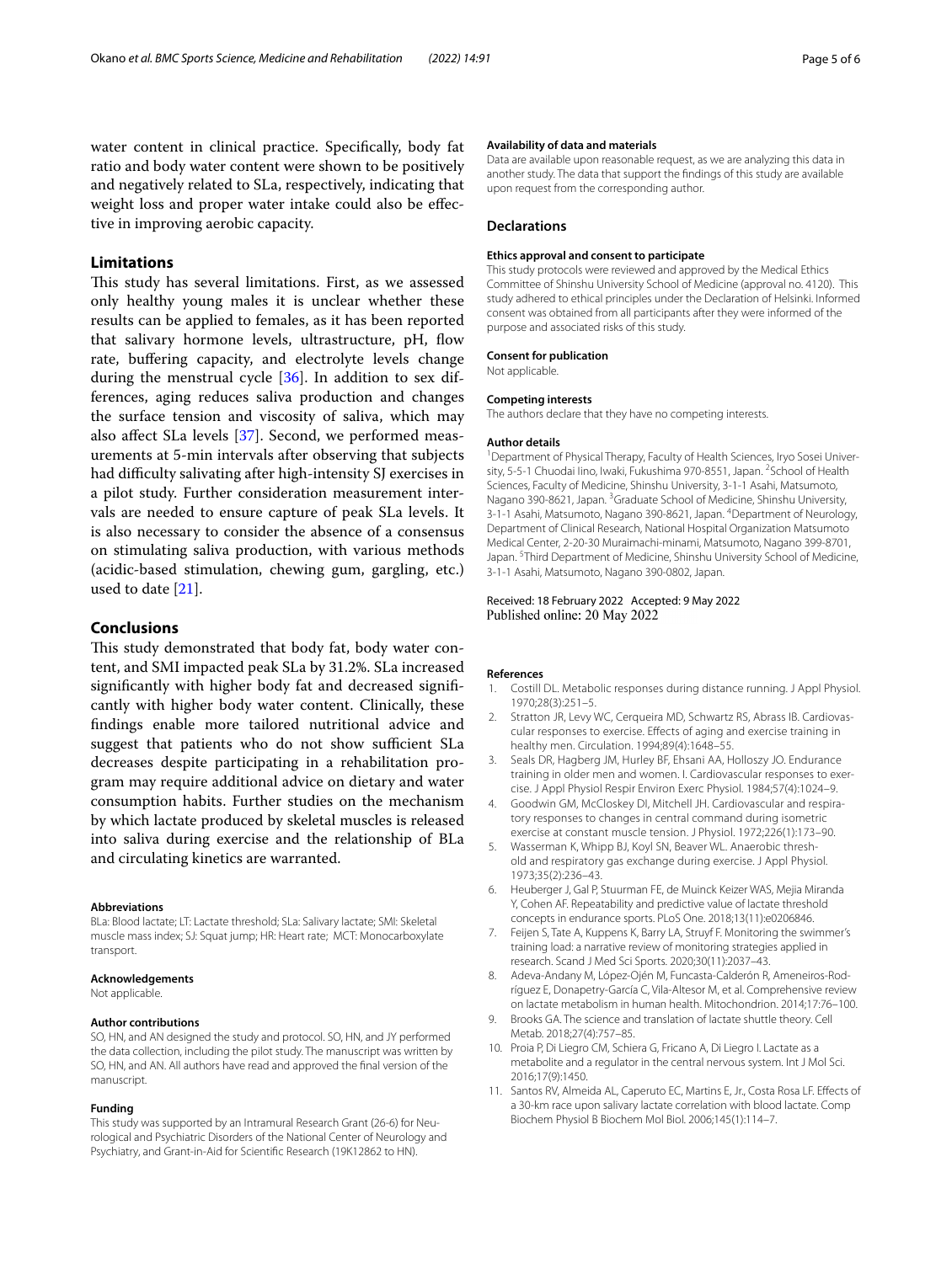water content in clinical practice. Specifically, body fat ratio and body water content were shown to be positively and negatively related to SLa, respectively, indicating that weight loss and proper water intake could also be effective in improving aerobic capacity.

## Limitations

This study has several limitations. First, as we assessed only healthy young males it is unclear whether these results can be applied to females, as it has been reported that salivary hormone levels, ultrastructure, pH, flow rate, buffering capacity, and electrolyte levels change during the menstrual cycle [36]. In addition to sex differences, aging reduces saliva production and changes the surface tension and viscosity of saliva, which may also affect SLa levels [37]. Second, we performed measurements at 5-min intervals after observing that subjects had difficulty salivating after high-intensity SJ exercises in a pilot study. Further consideration measurement intervals are needed to ensure capture of peak SLa levels. It is also necessary to consider the absence of a consensus on stimulating saliva production, with various methods (acidic-based stimulation, chewing gum, gargling, etc.) used to date [21].

## Conclusions

This study demonstrated that body fat, body water content, and SMI impacted peak SLa by 31.2%. SLa increased significantly with higher body fat and decreased significantly with higher body water content. Clinically, these findings enable more tailored nutritional advice and suggest that patients who do not show sufficient SLa decreases despite participating in a rehabilitation program may require additional advice on dietary and water consumption habits. Further studies on the mechanism by which lactate produced by skeletal muscles is released into saliva during exercise and the relationship of BLa and circulating kinetics are warranted.

#### Abbreviations

BLa: Blood lactate; LT: Lactate threshold; SLa: Salivary lactate; SMI: Skeletal muscle mass index; SJ: Squat jump; HR: Heart rate; MCT: Monocarboxylate transport.

#### Acknowledgements

Not applicable.

#### Author contributions

SO, HN, and AN designed the study and protocol. SO, HN, and JY performed the data collection, including the pilot study. The manuscript was written by SO, HN, and AN. All authors have read and approved the final version of the manuscript.

#### Funding

This study was supported by an Intramural Research Grant (26-6) for Neurological and Psychiatric Disorders of the National Center of Neurology and Psychiatry, and Grant-in-Aid for Scientific Research (19K12862 to HN).

#### Availability of data and materials

Data are available upon reasonable request, as we are analyzing this data in another study. The data that support the findings of this study are available upon request from the corresponding author.

### Declarations

#### Ethics approval and consent to participate

This study protocols were reviewed and approved by the Medical Ethics Committee of Shinshu University School of Medicine (approval no. 4120). This study adhered to ethical principles under the Declaration of Helsinki. Informed consent was obtained from all participants after they were informed of the purpose and associated risks of this study.

#### Consent for publication

Not applicable.

#### Competing interests

The authors declare that they have no competing interests.

#### Author details

[1]Department of Physical Therapy, Faculty of Health Sciences, Iryo Sosei University, 5-5-1 Chuodai Iino, Iwaki, Fukushima 970-8551, Japan. [2]School of Health Sciences, Faculty of Medicine, Shinshu University, 3-1-1 Asahi, Matsumoto, Nagano 390-8621, Japan. [3]Graduate School of Medicine, Shinshu University, 3-1-1 Asahi, Matsumoto, Nagano 390-8621, Japan. [4]Department of Neurology, Department of Clinical Research, National Hospital Organization Matsumoto Medical Center, 2-20-30 Muraimachi-minami, Matsumoto, Nagano 399-8701, Japan. [5]Third Department of Medicine, Shinshu University School of Medicine, 3-1-1 Asahi, Matsumoto, Nagano 390-0802, Japan.

Received: 18 February 2022 Accepted: 9 May 2022
Published online: 20 May 2022

#### References

1. Costill DL. Metabolic responses during distance running. J Appl Physiol. 1970;28(3):251–5.
2. Stratton JR, Levy WC, Cerqueira MD, Schwartz RS, Abrass IB. Cardiovascular responses to exercise. Effects of aging and exercise training in healthy men. Circulation. 1994;89(4):1648–55.
3. Seals DR, Hagberg JM, Hurley BF, Ehsani AA, Holloszy JO. Endurance training in older men and women. I. Cardiovascular responses to exercise. J Appl Physiol Respir Environ Exerc Physiol. 1984;57(4):1024–9.
4. Goodwin GM, McCloskey DI, Mitchell JH. Cardiovascular and respiratory responses to changes in central command during isometric exercise at constant muscle tension. J Physiol. 1972;226(1):173–90.
5. Wasserman K, Whipp BJ, Koyl SN, Beaver WL. Anaerobic threshold and respiratory gas exchange during exercise. J Appl Physiol. 1973;35(2):236–43.
6. Heuberger J, Gal P, Stuurman FE, de Muinck Keizer WAS, Mejia Miranda Y, Cohen AF. Repeatability and predictive value of lactate threshold concepts in endurance sports. PLoS One. 2018;13(11):e0206846.
7. Feijen S, Tate A, Kuppens K, Barry LA, Struyf F. Monitoring the swimmer's training load: a narrative review of monitoring strategies applied in research. Scand J Med Sci Sports. 2020;30(11):2037–43.
8. Adeva-Andany M, López-Ojén M, Funcasta-Calderón R, Ameneiros-Rodríguez E, Donapetry-García C, Vila-Altesor M, et al. Comprehensive review on lactate metabolism in human health. Mitochondrion. 2014;17:76–100.
9. Brooks GA. The science and translation of lactate shuttle theory. Cell Metab. 2018;27(4):757–85.
10. Proia P, Di Liegro CM, Schiera G, Fricano A, Di Liegro I. Lactate as a metabolite and a regulator in the central nervous system. Int J Mol Sci. 2016;17(9):1450.
11. Santos RV, Almeida AL, Caperuto EC, Martins E, Jr., Costa Rosa LF. Effects of a 30-km race upon salivary lactate correlation with blood lactate. Comp Biochem Physiol B Biochem Mol Biol. 2006;145(1):114–7.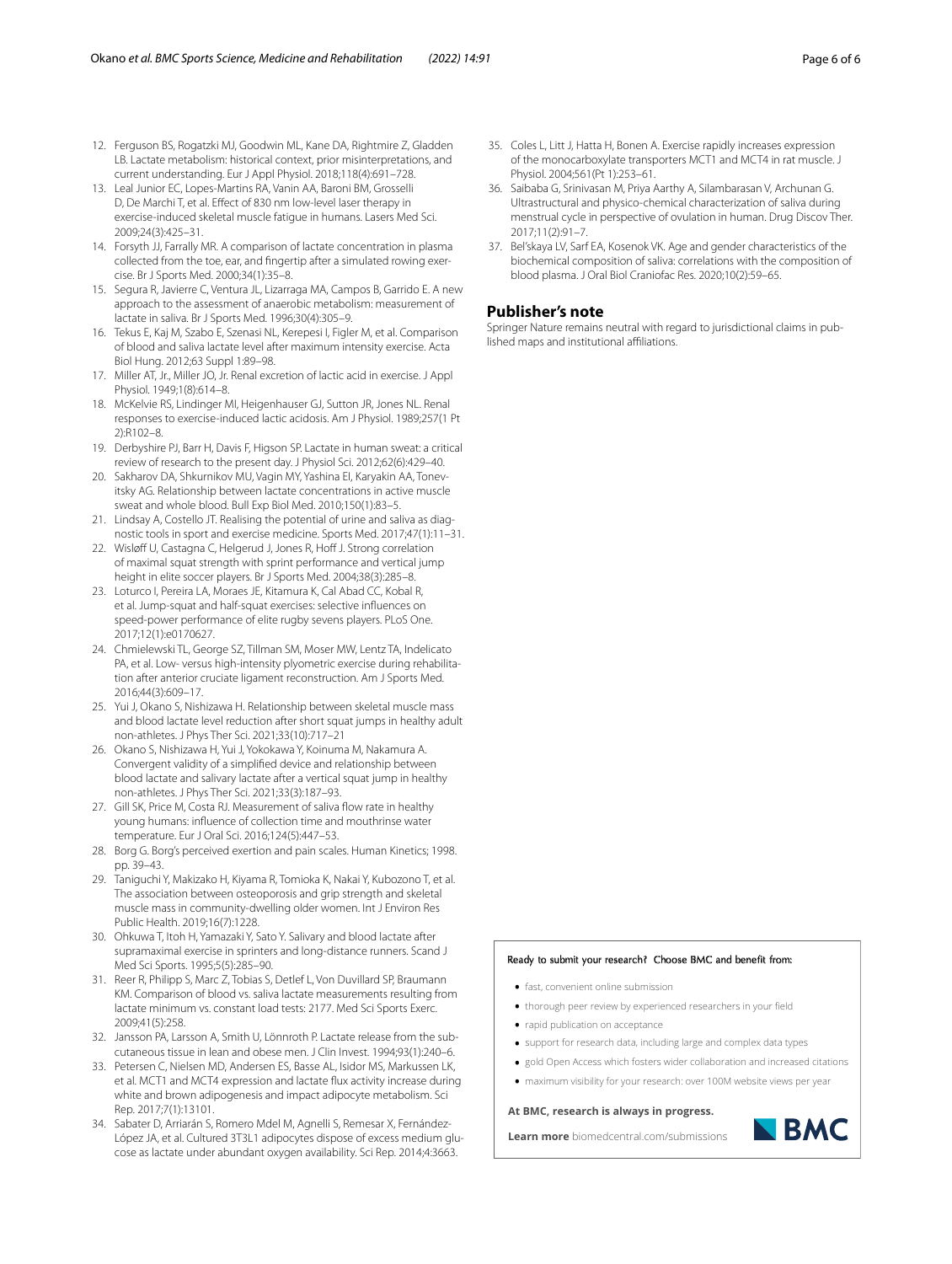12. Ferguson BS, Rogatzki MJ, Goodwin ML, Kane DA, Rightmire Z, Gladden LB. Lactate metabolism: historical context, prior misinterpretations, and current understanding. Eur J Appl Physiol. 2018;118(4):691–728.
13. Leal Junior EC, Lopes-Martins RA, Vanin AA, Baroni BM, Grosselli D, De Marchi T, et al. Effect of 830 nm low-level laser therapy in exercise-induced skeletal muscle fatigue in humans. Lasers Med Sci. 2009;24(3):425–31.
14. Forsyth JJ, Farrally MR. A comparison of lactate concentration in plasma collected from the toe, ear, and fingertip after a simulated rowing exercise. Br J Sports Med. 2000;34(1):35–8.
15. Segura R, Javierre C, Ventura JL, Lizarraga MA, Campos B, Garrido E. A new approach to the assessment of anaerobic metabolism: measurement of lactate in saliva. Br J Sports Med. 1996;30(4):305–9.
16. Tekus E, Kaj M, Szabo E, Szenasi NL, Kerepesi I, Figler M, et al. Comparison of blood and saliva lactate level after maximum intensity exercise. Acta Biol Hung. 2012;63 Suppl 1:89–98.
17. Miller AT, Jr., Miller JO, Jr. Renal excretion of lactic acid in exercise. J Appl Physiol. 1949;1(8):614–8.
18. McKelvie RS, Lindinger MI, Heigenhauser GJ, Sutton JR, Jones NL. Renal responses to exercise-induced lactic acidosis. Am J Physiol. 1989;257(1 Pt 2):R102–8.
19. Derbyshire PJ, Barr H, Davis F, Higson SP. Lactate in human sweat: a critical review of research to the present day. J Physiol Sci. 2012;62(6):429–40.
20. Sakharov DA, Shkurnikov MU, Vagin MY, Yashina EI, Karyakin AA, Tonevitsky AG. Relationship between lactate concentrations in active muscle sweat and whole blood. Bull Exp Biol Med. 2010;150(1):83–5.
21. Lindsay A, Costello JT. Realising the potential of urine and saliva as diagnostic tools in sport and exercise medicine. Sports Med. 2017;47(1):11–31.
22. Wisløff U, Castagna C, Helgerud J, Jones R, Hoff J. Strong correlation of maximal squat strength with sprint performance and vertical jump height in elite soccer players. Br J Sports Med. 2004;38(3):285–8.
23. Loturco I, Pereira LA, Moraes JE, Kitamura K, Cal Abad CC, Kobal R, et al. Jump-squat and half-squat exercises: selective influences on speed-power performance of elite rugby sevens players. PLoS One. 2017;12(1):e0170627.
24. Chmielewski TL, George SZ, Tillman SM, Moser MW, Lentz TA, Indelicato PA, et al. Low- versus high-intensity plyometric exercise during rehabilitation after anterior cruciate ligament reconstruction. Am J Sports Med. 2016;44(3):609–17.
25. Yui J, Okano S, Nishizawa H. Relationship between skeletal muscle mass and blood lactate level reduction after short squat jumps in healthy adult non-athletes. J Phys Ther Sci. 2021;33(10):717–21
26. Okano S, Nishizawa H, Yui J, Yokokawa Y, Koinuma M, Nakamura A. Convergent validity of a simplified device and relationship between blood lactate and salivary lactate after a vertical squat jump in healthy non-athletes. J Phys Ther Sci. 2021;33(3):187–93.
27. Gill SK, Price M, Costa RJ. Measurement of saliva flow rate in healthy young humans: influence of collection time and mouthrinse water temperature. Eur J Oral Sci. 2016;124(5):447–53.
28. Borg G. Borg's perceived exertion and pain scales. Human Kinetics; 1998. pp. 39–43.
29. Taniguchi Y, Makizako H, Kiyama R, Tomioka K, Nakai Y, Kubozono T, et al. The association between osteoporosis and grip strength and skeletal muscle mass in community-dwelling older women. Int J Environ Res Public Health. 2019;16(7):1228.
30. Ohkuwa T, Itoh H, Yamazaki Y, Sato Y. Salivary and blood lactate after supramaximal exercise in sprinters and long-distance runners. Scand J Med Sci Sports. 1995;5(5):285–90.
31. Reer R, Philipp S, Marc Z, Tobias S, Detlef L, Von Duvillard SP, Braumann KM. Comparison of blood vs. saliva lactate measurements resulting from lactate minimum vs. constant load tests: 2177. Med Sci Sports Exerc. 2009;41(5):258.
32. Jansson PA, Larsson A, Smith U, Lönnroth P. Lactate release from the subcutaneous tissue in lean and obese men. J Clin Invest. 1994;93(1):240–6.
33. Petersen C, Nielsen MD, Andersen ES, Basse AL, Isidor MS, Markussen LK, et al. MCT1 and MCT4 expression and lactate flux activity increase during white and brown adipogenesis and impact adipocyte metabolism. Sci Rep. 2017;7(1):13101.
34. Sabater D, Arriarán S, Romero Mdel M, Agnelli S, Remesar X, Fernández-López JA, et al. Cultured 3T3L1 adipocytes dispose of excess medium glucose as lactate under abundant oxygen availability. Sci Rep. 2014;4:3663.
35. Coles L, Litt J, Hatta H, Bonen A. Exercise rapidly increases expression of the monocarboxylate transporters MCT1 and MCT4 in rat muscle. J Physiol. 2004;561(Pt 1):253–61.
36. Saibaba G, Srinivasan M, Priya Aarthy A, Silambarasan V, Archunan G. Ultrastructural and physico-chemical characterization of saliva during menstrual cycle in perspective of ovulation in human. Drug Discov Ther. 2017;11(2):91–7.
37. Bel'skaya LV, Sarf EA, Kosenok VK. Age and gender characteristics of the biochemical composition of saliva: correlations with the composition of blood plasma. J Oral Biol Craniofac Res. 2020;10(2):59–65.

## Publisher's note

Springer Nature remains neutral with regard to jurisdictional claims in published maps and institutional affiliations.

Ready to submit your research? Choose BMC and benefit from:

- fast, convenient online submission
- thorough peer review by experienced researchers in your field
- rapid publication on acceptance
- support for research data, including large and complex data types
- gold Open Access which fosters wider collaboration and increased citations
- maximum visibility for your research: over 100M website views per year

**At BMC, research is always in progress.**

**Learn more** biomedcentral.com/submissions